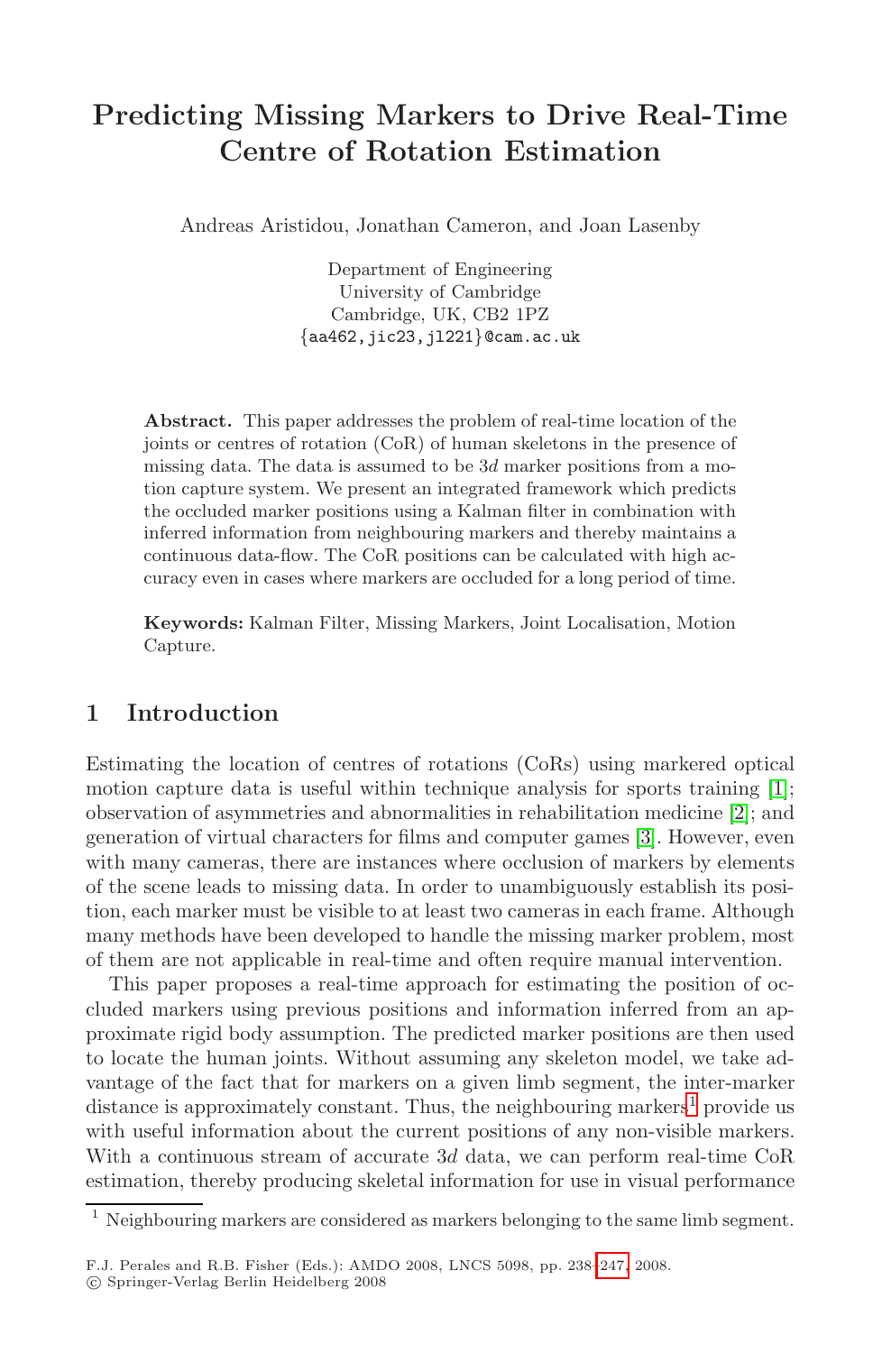# Predicting Missing Markers to Drive Real-Time Centre of Rotation Estimation

Andreas Aristidou, Jonathan Cameron, and Joan Lasenby

Department of Engineering
University of Cambridge
Cambridge, UK, CB2 1PZ
{aa462,jic23,jl221}@cam.ac.uk

**Abstract.** This paper addresses the problem of real-time location of the joints or centres of rotation (CoR) of human skeletons in the presence of missing data. The data is assumed to be 3*d* marker positions from a motion capture system. We present an integrated framework which predicts the occluded marker positions using a Kalman filter in combination with inferred information from neighbouring markers and thereby maintains a continuous data-flow. The CoR positions can be calculated with high accuracy even in cases where markers are occluded for a long period of time.

**Keywords:** Kalman Filter, Missing Markers, Joint Localisation, Motion Capture.

## 1 Introduction

Estimating the location of centres of rotations (CoRs) using markered optical motion capture data is useful within technique analysis for sports training [1]; observation of asymmetries and abnormalities in rehabilitation medicine [2]; and generation of virtual characters for films and computer games [3]. However, even with many cameras, there are instances where occlusion of markers by elements of the scene leads to missing data. In order to unambiguously establish its position, each marker must be visible to at least two cameras in each frame. Although many methods have been developed to handle the missing marker problem, most of them are not applicable in real-time and often require manual intervention.

This paper proposes a real-time approach for estimating the position of occluded markers using previous positions and information inferred from an approximate rigid body assumption. The predicted marker positions are then used to locate the human joints. Without assuming any skeleton model, we take advantage of the fact that for markers on a given limb segment, the inter-marker distance is approximately constant. Thus, the neighbouring markers[1] provide us with useful information about the current positions of any non-visible markers. With a continuous stream of accurate 3*d* data, we can perform real-time CoR estimation, thereby producing skeletal information for use in visual performance

[1] Neighbouring markers are considered as markers belonging to the same limb segment.

F.J. Perales and R.B. Fisher (Eds.): AMDO 2008, LNCS 5098, pp. 238–247, 2008.
© Springer-Verlag Berlin Heidelberg 2008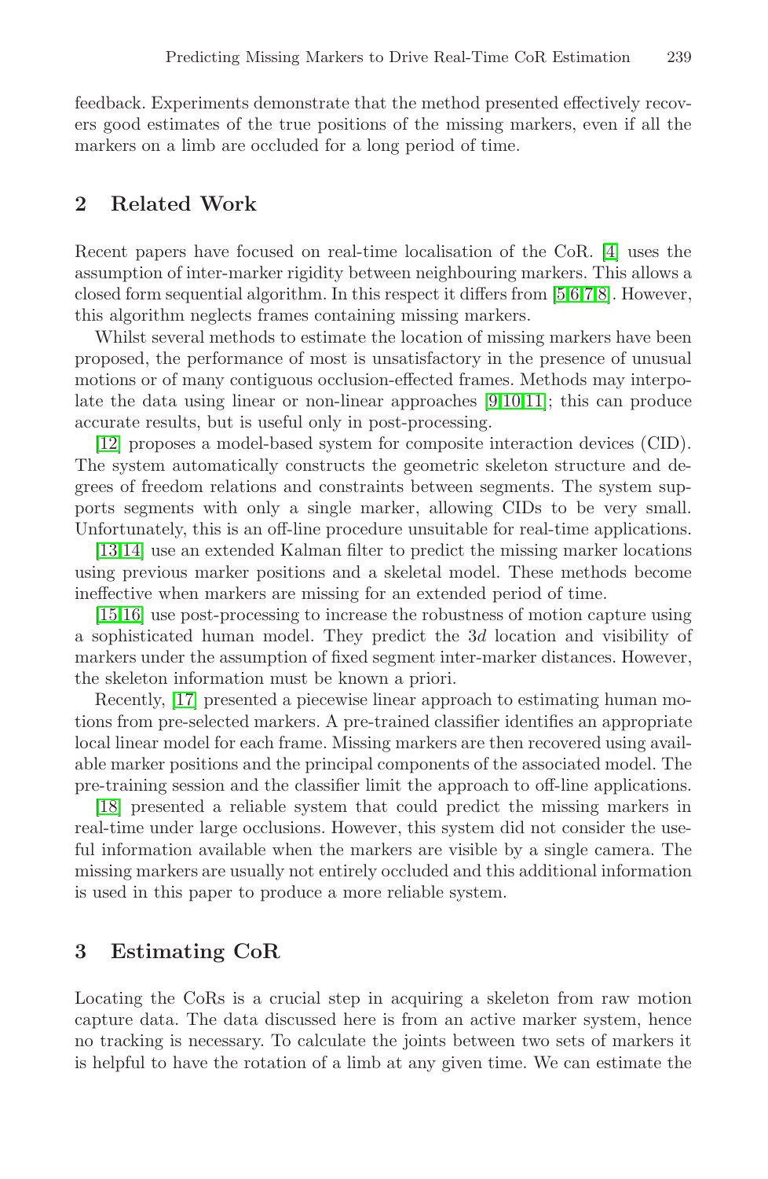feedback. Experiments demonstrate that the method presented effectively recovers good estimates of the true positions of the missing markers, even if all the markers on a limb are occluded for a long period of time.

## 2 Related Work

Recent papers have focused on real-time localisation of the CoR. [4] uses the assumption of inter-marker rigidity between neighbouring markers. This allows a closed form sequential algorithm. In this respect it differs from [5,6,7,8]. However, this algorithm neglects frames containing missing markers.

Whilst several methods to estimate the location of missing markers have been proposed, the performance of most is unsatisfactory in the presence of unusual motions or of many contiguous occlusion-effected frames. Methods may interpolate the data using linear or non-linear approaches [9,10,11]; this can produce accurate results, but is useful only in post-processing.

[12] proposes a model-based system for composite interaction devices (CID). The system automatically constructs the geometric skeleton structure and degrees of freedom relations and constraints between segments. The system supports segments with only a single marker, allowing CIDs to be very small. Unfortunately, this is an off-line procedure unsuitable for real-time applications.

[13,14] use an extended Kalman filter to predict the missing marker locations using previous marker positions and a skeletal model. These methods become ineffective when markers are missing for an extended period of time.

[15,16] use post-processing to increase the robustness of motion capture using a sophisticated human model. They predict the 3*d* location and visibility of markers under the assumption of fixed segment inter-marker distances. However, the skeleton information must be known a priori.

Recently, [17] presented a piecewise linear approach to estimating human motions from pre-selected markers. A pre-trained classifier identifies an appropriate local linear model for each frame. Missing markers are then recovered using available marker positions and the principal components of the associated model. The pre-training session and the classifier limit the approach to off-line applications.

[18] presented a reliable system that could predict the missing markers in real-time under large occlusions. However, this system did not consider the useful information available when the markers are visible by a single camera. The missing markers are usually not entirely occluded and this additional information is used in this paper to produce a more reliable system.

## 3 Estimating CoR

Locating the CoRs is a crucial step in acquiring a skeleton from raw motion capture data. The data discussed here is from an active marker system, hence no tracking is necessary. To calculate the joints between two sets of markers it is helpful to have the rotation of a limb at any given time. We can estimate the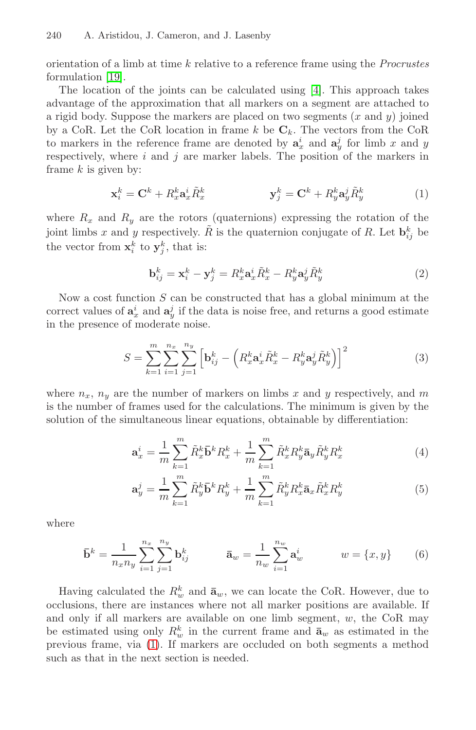orientation of a limb at time $k$ relative to a reference frame using the *Procrustes* formulation [19].

The location of the joints can be calculated using [4]. This approach takes advantage of the approximation that all markers on a segment are attached to a rigid body. Suppose the markers are placed on two segments ($x$ and $y$) joined by a CoR. Let the CoR location in frame $k$ be $\mathbf{C}_k$. The vectors from the CoR to markers in the reference frame are denoted by $\mathbf{a}_x^i$ and $\mathbf{a}_y^j$ for limb $x$ and $y$ respectively, where $i$ and $j$ are marker labels. The position of the markers in frame $k$ is given by:

$$\mathbf{x}_i^k = \mathbf{C}^k + R_x^k \mathbf{a}_x^i \tilde{R}_x^k \qquad\qquad \mathbf{y}_j^k = \mathbf{C}^k + R_y^k \mathbf{a}_y^j \tilde{R}_y^k \tag{1}$$

where $R_x$ and $R_y$ are the rotors (quaternions) expressing the rotation of the joint limbs $x$ and $y$ respectively. $\tilde{R}$ is the quaternion conjugate of $R$. Let $\mathbf{b}_{ij}^k$ be the vector from $\mathbf{x}_i^k$ to $\mathbf{y}_j^k$, that is:

$$\mathbf{b}_{ij}^k = \mathbf{x}_i^k - \mathbf{y}_j^k = R_x^k \mathbf{a}_x^i \tilde{R}_x^k - R_y^k \mathbf{a}_y^j \tilde{R}_y^k \tag{2}$$

Now a cost function $S$ can be constructed that has a global minimum at the correct values of $\mathbf{a}_x^i$ and $\mathbf{a}_y^j$ if the data is noise free, and returns a good estimate in the presence of moderate noise.

$$S = \sum_{k=1}^{m} \sum_{i=1}^{n_x} \sum_{j=1}^{n_y} \left[ \mathbf{b}_{ij}^k - \left( R_x^k \mathbf{a}_x^i \tilde{R}_x^k - R_y^k \mathbf{a}_y^j \tilde{R}_y^k \right) \right]^2 \tag{3}$$

where $n_x$, $n_y$ are the number of markers on limbs $x$ and $y$ respectively, and $m$ is the number of frames used for the calculations. The minimum is given by the solution of the simultaneous linear equations, obtainable by differentiation:

$$\mathbf{a}_x^i = \frac{1}{m} \sum_{k=1}^{m} \tilde{R}_x^k \bar{\mathbf{b}}^k R_x^k + \frac{1}{m} \sum_{k=1}^{m} \tilde{R}_x^k R_y^k \bar{\mathbf{a}}_y \tilde{R}_y^k R_x^k \tag{4}$$

$$\mathbf{a}_y^j = \frac{1}{m} \sum_{k=1}^{m} \tilde{R}_y^k \bar{\mathbf{b}}^k R_y^k + \frac{1}{m} \sum_{k=1}^{m} \tilde{R}_y^k R_x^k \bar{\mathbf{a}}_x \tilde{R}_x^k R_y^k \tag{5}$$

where

$$\bar{\mathbf{b}}^k = \frac{1}{n_x n_y} \sum_{i=1}^{n_x} \sum_{j=1}^{n_y} \mathbf{b}_{ij}^k \qquad\qquad \bar{\mathbf{a}}_w = \frac{1}{n_w} \sum_{i=1}^{n_w} \mathbf{a}_w^i \qquad\qquad w = \{x, y\} \tag{6}$$

Having calculated the $R_w^k$ and $\bar{\mathbf{a}}_w$, we can locate the CoR. However, due to occlusions, there are instances where not all marker positions are available. If and only if all markers are available on one limb segment, $w$, the CoR may be estimated using only $R_w^k$ in the current frame and $\bar{\mathbf{a}}_w$ as estimated in the previous frame, via (1). If markers are occluded on both segments a method such as that in the next section is needed.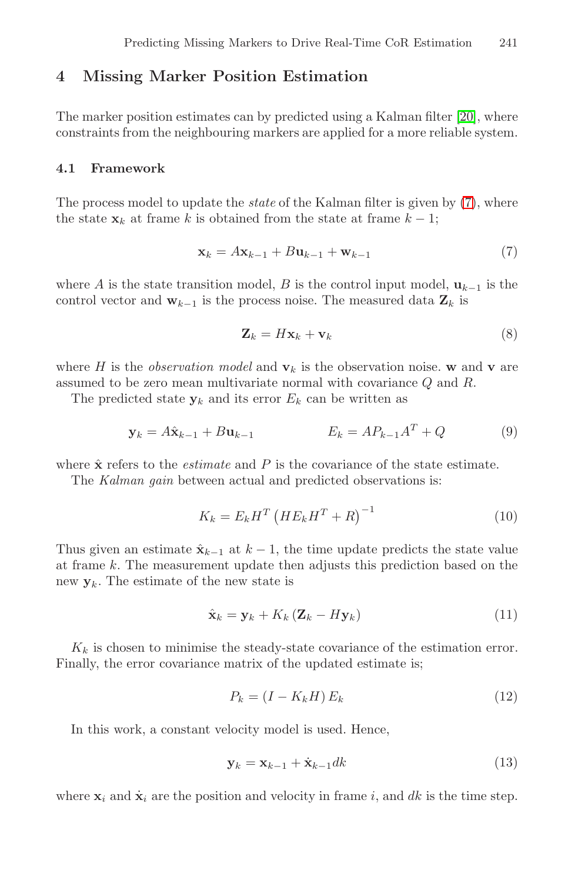# 4 Missing Marker Position Estimation

The marker position estimates can by predicted using a Kalman filter [20], where constraints from the neighbouring markers are applied for a more reliable system.

## 4.1 Framework

The process model to update the *state* of the Kalman filter is given by (7), where the state $\mathbf{x}_k$ at frame $k$ is obtained from the state at frame $k-1$;

$$\mathbf{x}_k = A\mathbf{x}_{k-1} + B\mathbf{u}_{k-1} + \mathbf{w}_{k-1} \tag{7}$$

where $A$ is the state transition model, $B$ is the control input model, $\mathbf{u}_{k-1}$ is the control vector and $\mathbf{w}_{k-1}$ is the process noise. The measured data $\mathbf{Z}_k$ is

$$\mathbf{Z}_k = H\mathbf{x}_k + \mathbf{v}_k \tag{8}$$

where $H$ is the *observation model* and $\mathbf{v}_k$ is the observation noise. $\mathbf{w}$ and $\mathbf{v}$ are assumed to be zero mean multivariate normal with covariance $Q$ and $R$.

The predicted state $\mathbf{y}_k$ and its error $E_k$ can be written as

$$\mathbf{y}_k = A\hat{\mathbf{x}}_{k-1} + B\mathbf{u}_{k-1} \qquad\qquad E_k = AP_{k-1}A^T + Q \tag{9}$$

where $\hat{\mathbf{x}}$ refers to the *estimate* and $P$ is the covariance of the state estimate.

The *Kalman gain* between actual and predicted observations is:

$$K_k = E_k H^T \left(HE_k H^T + R\right)^{-1} \tag{10}$$

Thus given an estimate $\hat{\mathbf{x}}_{k-1}$ at $k-1$, the time update predicts the state value at frame $k$. The measurement update then adjusts this prediction based on the new $\mathbf{y}_k$. The estimate of the new state is

$$\hat{\mathbf{x}}_k = \mathbf{y}_k + K_k\left(\mathbf{Z}_k - H\mathbf{y}_k\right) \tag{11}$$

$K_k$ is chosen to minimise the steady-state covariance of the estimation error. Finally, the error covariance matrix of the updated estimate is;

$$P_k = \left(I - K_k H\right) E_k \tag{12}$$

In this work, a constant velocity model is used. Hence,

$$\mathbf{y}_k = \mathbf{x}_{k-1} + \dot{\mathbf{x}}_{k-1}dk \tag{13}$$

where $\mathbf{x}_i$ and $\dot{\mathbf{x}}_i$ are the position and velocity in frame $i$, and $dk$ is the time step.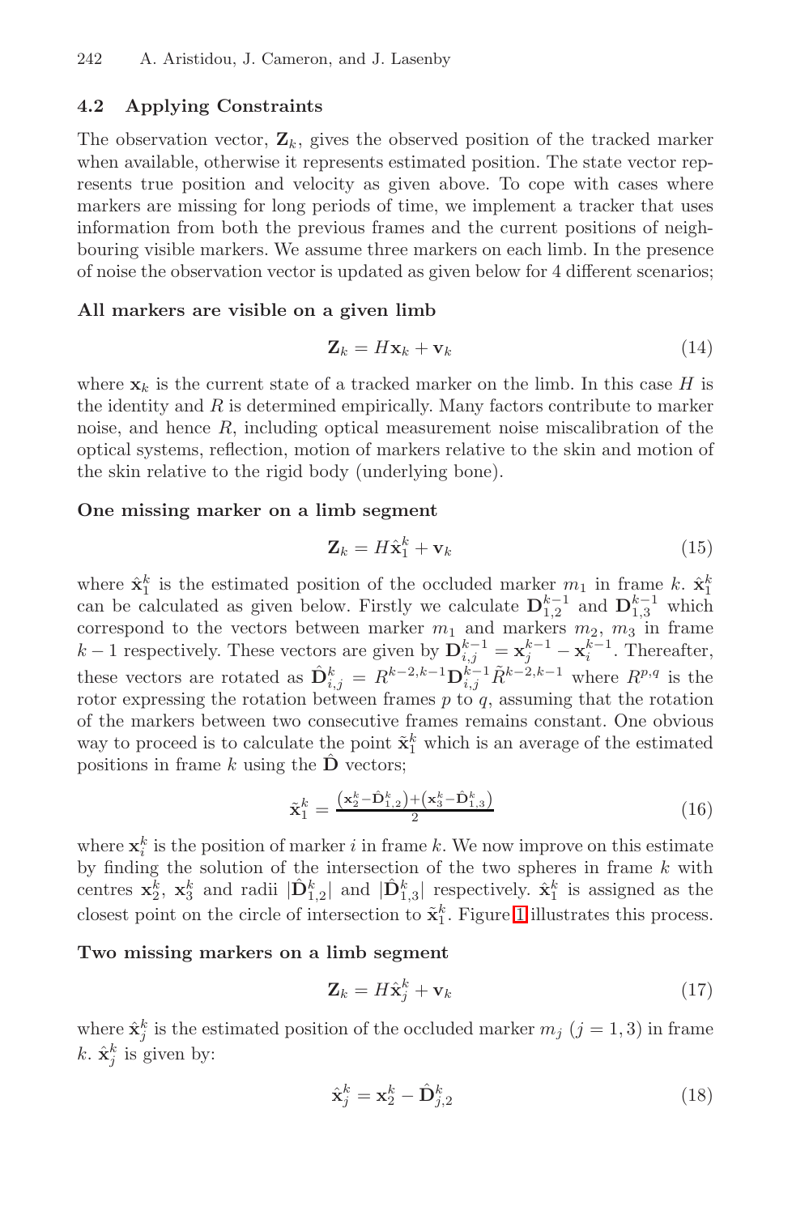### 4.2 Applying Constraints

The observation vector, $\mathbf{Z}_k$, gives the observed position of the tracked marker when available, otherwise it represents estimated position. The state vector represents true position and velocity as given above. To cope with cases where markers are missing for long periods of time, we implement a tracker that uses information from both the previous frames and the current positions of neighbouring visible markers. We assume three markers on each limb. In the presence of noise the observation vector is updated as given below for 4 different scenarios;

**All markers are visible on a given limb**

$$\mathbf{Z}_k = H\mathbf{x}_k + \mathbf{v}_k \tag{14}$$

where $\mathbf{x}_k$ is the current state of a tracked marker on the limb. In this case $H$ is the identity and $R$ is determined empirically. Many factors contribute to marker noise, and hence $R$, including optical measurement noise miscalibration of the optical systems, reflection, motion of markers relative to the skin and motion of the skin relative to the rigid body (underlying bone).

**One missing marker on a limb segment**

$$\mathbf{Z}_k = H\hat{\mathbf{x}}_1^k + \mathbf{v}_k \tag{15}$$

where $\hat{\mathbf{x}}_1^k$ is the estimated position of the occluded marker $m_1$ in frame $k$. $\hat{\mathbf{x}}_1^k$ can be calculated as given below. Firstly we calculate $\mathbf{D}_{1,2}^{k-1}$ and $\mathbf{D}_{1,3}^{k-1}$ which correspond to the vectors between marker $m_1$ and markers $m_2$, $m_3$ in frame $k-1$ respectively. These vectors are given by $\mathbf{D}_{i,j}^{k-1} = \mathbf{x}_j^{k-1} - \mathbf{x}_i^{k-1}$. Thereafter, these vectors are rotated as $\hat{\mathbf{D}}_{i,j}^{k} = R^{k-2,k-1}\mathbf{D}_{i,j}^{k-1}\tilde{R}^{k-2,k-1}$ where $R^{p,q}$ is the rotor expressing the rotation between frames $p$ to $q$, assuming that the rotation of the markers between two consecutive frames remains constant. One obvious way to proceed is to calculate the point $\tilde{\mathbf{x}}_1^k$ which is an average of the estimated positions in frame $k$ using the $\hat{\mathbf{D}}$ vectors;

$$\tilde{\mathbf{x}}_1^k = \frac{\left(\mathbf{x}_2^k - \hat{\mathbf{D}}_{1,2}^k\right) + \left(\mathbf{x}_3^k - \hat{\mathbf{D}}_{1,3}^k\right)}{2} \tag{16}$$

where $\mathbf{x}_i^k$ is the position of marker $i$ in frame $k$. We now improve on this estimate by finding the solution of the intersection of the two spheres in frame $k$ with centres $\mathbf{x}_2^k$, $\mathbf{x}_3^k$ and radii $|\hat{\mathbf{D}}_{1,2}^k|$ and $|\hat{\mathbf{D}}_{1,3}^k|$ respectively. $\hat{\mathbf{x}}_1^k$ is assigned as the closest point on the circle of intersection to $\tilde{\mathbf{x}}_1^k$. Figure 1 illustrates this process.

**Two missing markers on a limb segment**

$$\mathbf{Z}_k = H\hat{\mathbf{x}}_j^k + \mathbf{v}_k \tag{17}$$

where $\hat{\mathbf{x}}_j^k$ is the estimated position of the occluded marker $m_j$ $(j = 1, 3)$ in frame $k$. $\hat{\mathbf{x}}_j^k$ is given by:

$$\hat{\mathbf{x}}_j^k = \mathbf{x}_2^k - \hat{\mathbf{D}}_{j,2}^k \tag{18}$$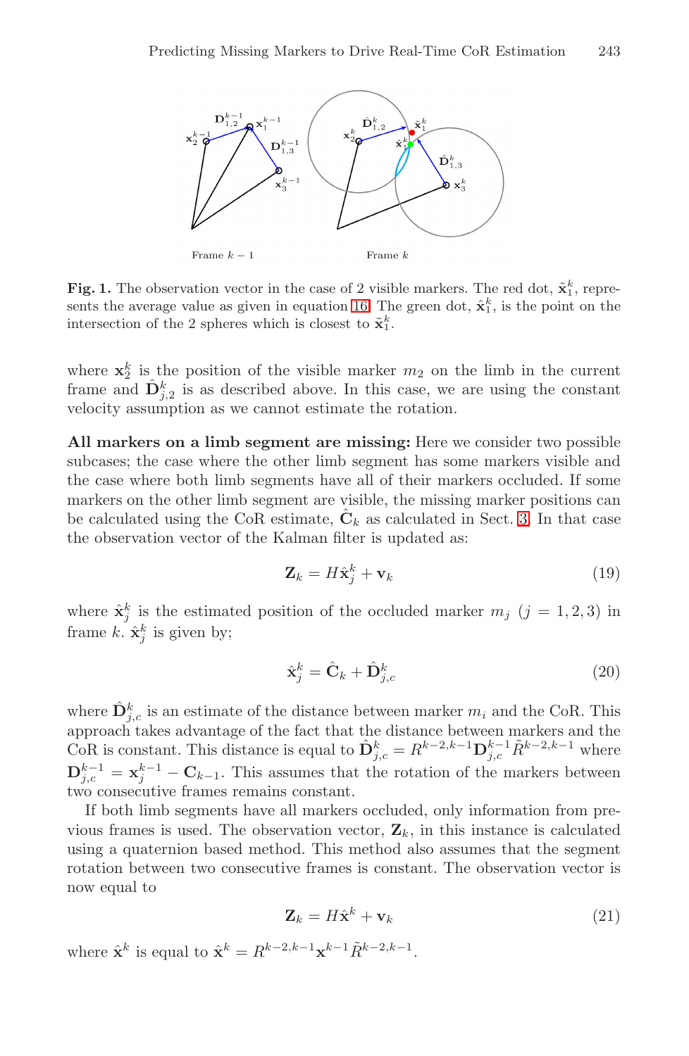**Fig. 1.** The observation vector in the case of 2 visible markers. The red dot, $\tilde{\mathbf{x}}_1^k$, represents the average value as given in equation 16. The green dot, $\hat{\mathbf{x}}_1^k$, is the point on the intersection of the 2 spheres which is closest to $\tilde{\mathbf{x}}_1^k$.

where $\mathbf{x}_2^k$ is the position of the visible marker $m_2$ on the limb in the current frame and $\hat{\mathbf{D}}_{j,2}^k$ is as described above. In this case, we are using the constant velocity assumption as we cannot estimate the rotation.

**All markers on a limb segment are missing:** Here we consider two possible subcases; the case where the other limb segment has some markers visible and the case where both limb segments have all of their markers occluded. If some markers on the other limb segment are visible, the missing marker positions can be calculated using the CoR estimate, $\hat{\mathbf{C}}_k$ as calculated in Sect. 3. In that case the observation vector of the Kalman filter is updated as:

$$\mathbf{Z}_k = H\hat{\mathbf{x}}_j^k + \mathbf{v}_k \tag{19}$$

where $\hat{\mathbf{x}}_j^k$ is the estimated position of the occluded marker $m_j$ $(j = 1, 2, 3)$ in frame $k$. $\hat{\mathbf{x}}_j^k$ is given by;

$$\hat{\mathbf{x}}_j^k = \hat{\mathbf{C}}_k + \hat{\mathbf{D}}_{j,c}^k \tag{20}$$

where $\hat{\mathbf{D}}_{j,c}^k$ is an estimate of the distance between marker $m_i$ and the CoR. This approach takes advantage of the fact that the distance between markers and the CoR is constant. This distance is equal to $\hat{\mathbf{D}}_{j,c}^k = R^{k-2,k-1}\mathbf{D}_{j,c}^{k-1}\tilde{R}^{k-2,k-1}$ where $\mathbf{D}_{j,c}^{k-1} = \mathbf{x}_j^{k-1} - \mathbf{C}_{k-1}$. This assumes that the rotation of the markers between two consecutive frames remains constant.

If both limb segments have all markers occluded, only information from previous frames is used. The observation vector, $\mathbf{Z}_k$, in this instance is calculated using a quaternion based method. This method also assumes that the segment rotation between two consecutive frames is constant. The observation vector is now equal to

$$\mathbf{Z}_k = H\hat{\mathbf{x}}^k + \mathbf{v}_k \tag{21}$$

where $\hat{\mathbf{x}}^k$ is equal to $\hat{\mathbf{x}}^k = R^{k-2,k-1}\mathbf{x}^{k-1}\tilde{R}^{k-2,k-1}$.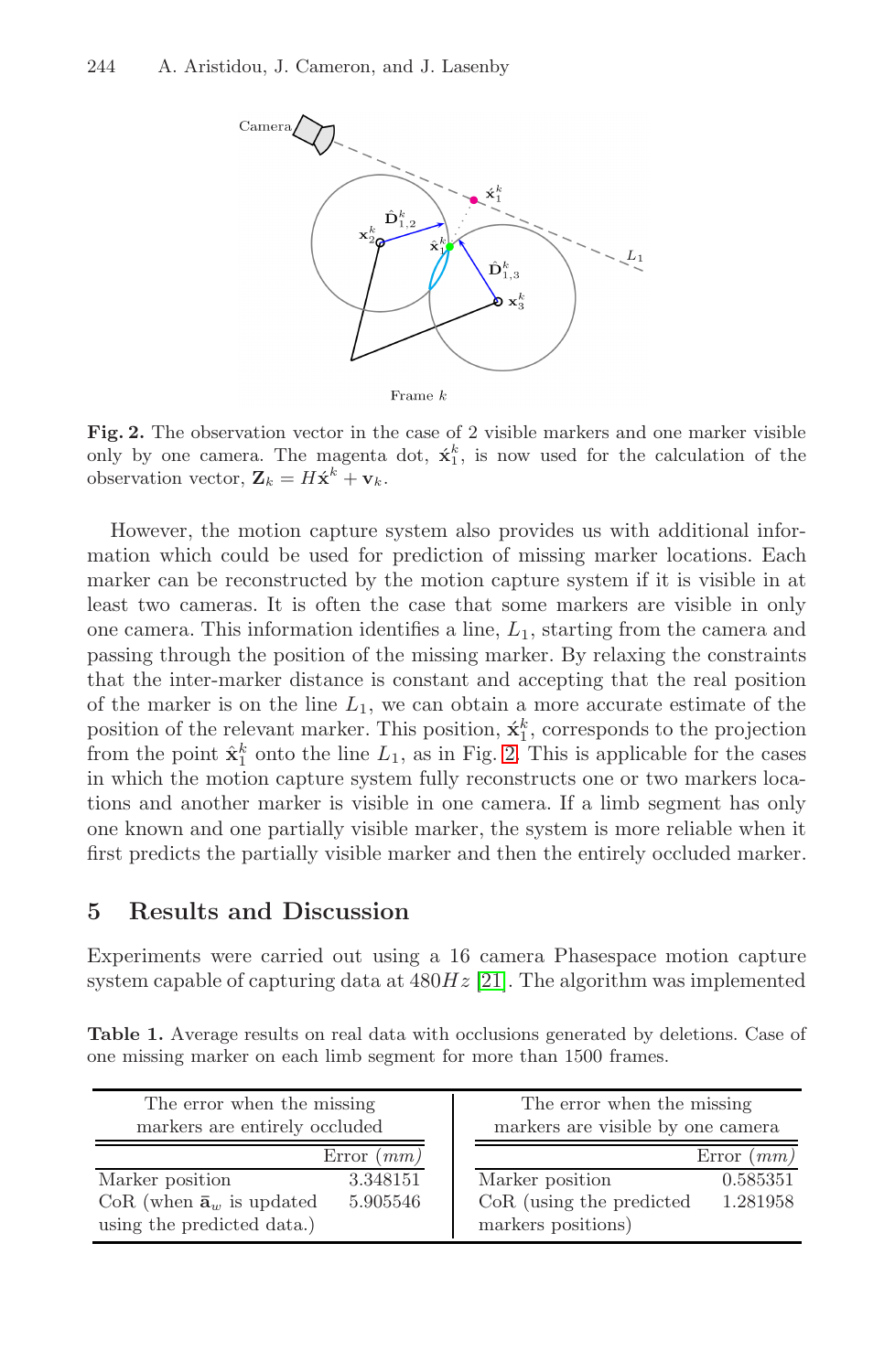Fig. 2. The observation vector in the case of 2 visible markers and one marker visible only by one camera. The magenta dot, $\acute{\mathbf{x}}_1^k$, is now used for the calculation of the observation vector, $\mathbf{Z}_k = H\acute{\mathbf{x}}^k + \mathbf{v}_k$.

However, the motion capture system also provides us with additional information which could be used for prediction of missing marker locations. Each marker can be reconstructed by the motion capture system if it is visible in at least two cameras. It is often the case that some markers are visible in only one camera. This information identifies a line, $L_1$, starting from the camera and passing through the position of the missing marker. By relaxing the constraints that the inter-marker distance is constant and accepting that the real position of the marker is on the line $L_1$, we can obtain a more accurate estimate of the position of the relevant marker. This position, $\acute{\mathbf{x}}_1^k$, corresponds to the projection from the point $\hat{\mathbf{x}}_1^k$ onto the line $L_1$, as in Fig. 2. This is applicable for the cases in which the motion capture system fully reconstructs one or two markers locations and another marker is visible in one camera. If a limb segment has only one known and one partially visible marker, the system is more reliable when it first predicts the partially visible marker and then the entirely occluded marker.

## 5 Results and Discussion

Experiments were carried out using a 16 camera Phasespace motion capture system capable of capturing data at $480Hz$ [21]. The algorithm was implemented

**Table 1.** Average results on real data with occlusions generated by deletions. Case of one missing marker on each limb segment for more than 1500 frames.

| The error when the missing markers are entirely occluded | | The error when the missing markers are visible by one camera | |
|---|---|---|---|
| | Error $(mm)$ | | Error $(mm)$ |
| Marker position | 3.348151 | Marker position | 0.585351 |
| CoR (when $\bar{\mathbf{a}}_w$ is updated using the predicted data.) | 5.905546 | CoR (using the predicted markers positions) | 1.281958 |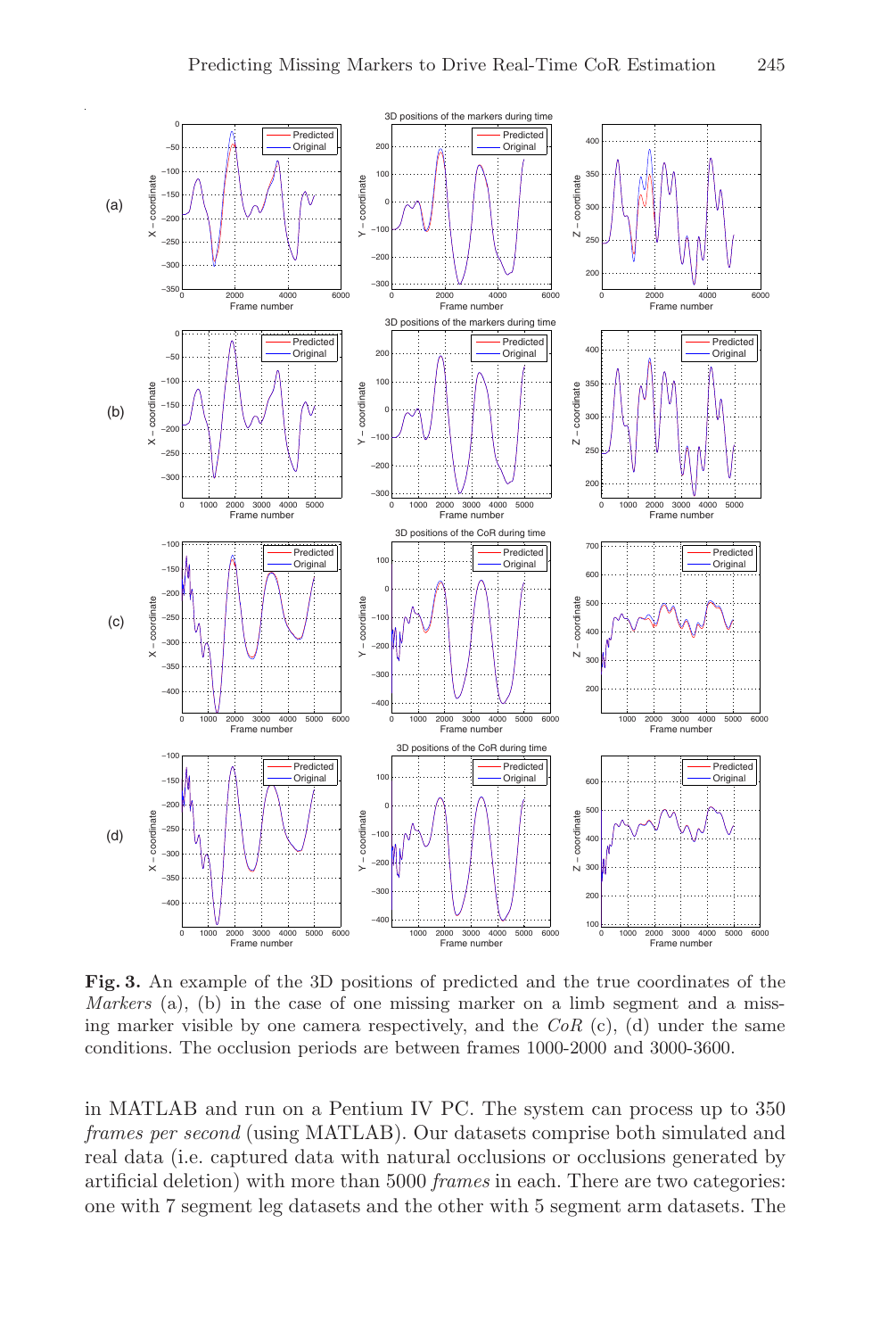**Fig. 3.** An example of the 3D positions of predicted and the true coordinates of the *Markers* (a), (b) in the case of one missing marker on a limb segment and a missing marker visible by one camera respectively, and the *CoR* (c), (d) under the same conditions. The occlusion periods are between frames 1000-2000 and 3000-3600.

in MATLAB and run on a Pentium IV PC. The system can process up to 350 *frames per second* (using MATLAB). Our datasets comprise both simulated and real data (i.e. captured data with natural occlusions or occlusions generated by artificial deletion) with more than 5000 *frames* in each. There are two categories: one with 7 segment leg datasets and the other with 5 segment arm datasets. The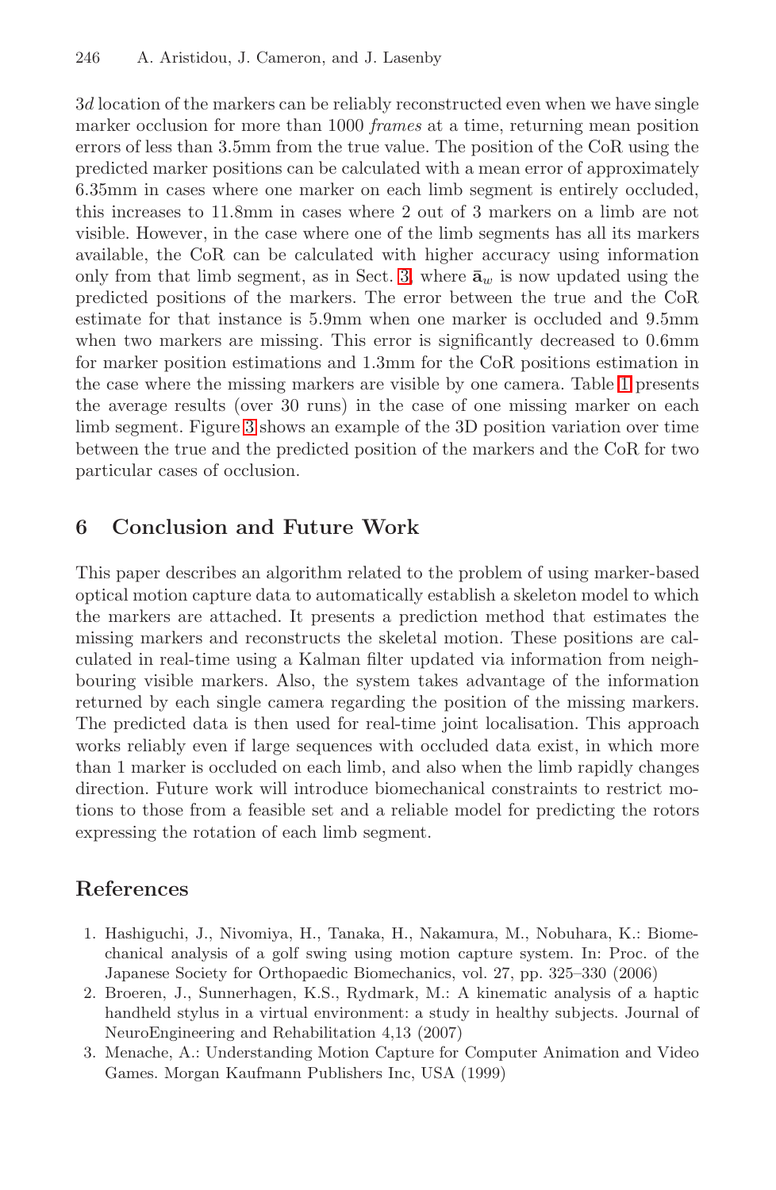$3d$ location of the markers can be reliably reconstructed even when we have single marker occlusion for more than 1000 *frames* at a time, returning mean position errors of less than 3.5mm from the true value. The position of the CoR using the predicted marker positions can be calculated with a mean error of approximately 6.35mm in cases where one marker on each limb segment is entirely occluded, this increases to 11.8mm in cases where 2 out of 3 markers on a limb are not visible. However, in the case where one of the limb segments has all its markers available, the CoR can be calculated with higher accuracy using information only from that limb segment, as in Sect. 3, where $\bar{\mathbf{a}}_w$ is now updated using the predicted positions of the markers. The error between the true and the CoR estimate for that instance is 5.9mm when one marker is occluded and 9.5mm when two markers are missing. This error is significantly decreased to 0.6mm for marker position estimations and 1.3mm for the CoR positions estimation in the case where the missing markers are visible by one camera. Table 1 presents the average results (over 30 runs) in the case of one missing marker on each limb segment. Figure 3 shows an example of the 3D position variation over time between the true and the predicted position of the markers and the CoR for two particular cases of occlusion.

## 6 Conclusion and Future Work

This paper describes an algorithm related to the problem of using marker-based optical motion capture data to automatically establish a skeleton model to which the markers are attached. It presents a prediction method that estimates the missing markers and reconstructs the skeletal motion. These positions are calculated in real-time using a Kalman filter updated via information from neighbouring visible markers. Also, the system takes advantage of the information returned by each single camera regarding the position of the missing markers. The predicted data is then used for real-time joint localisation. This approach works reliably even if large sequences with occluded data exist, in which more than 1 marker is occluded on each limb, and also when the limb rapidly changes direction. Future work will introduce biomechanical constraints to restrict motions to those from a feasible set and a reliable model for predicting the rotors expressing the rotation of each limb segment.

## References

1. Hashiguchi, J., Nivomiya, H., Tanaka, H., Nakamura, M., Nobuhara, K.: Biomechanical analysis of a golf swing using motion capture system. In: Proc. of the Japanese Society for Orthopaedic Biomechanics, vol. 27, pp. 325–330 (2006)
2. Broeren, J., Sunnerhagen, K.S., Rydmark, M.: A kinematic analysis of a haptic handheld stylus in a virtual environment: a study in healthy subjects. Journal of NeuroEngineering and Rehabilitation 4,13 (2007)
3. Menache, A.: Understanding Motion Capture for Computer Animation and Video Games. Morgan Kaufmann Publishers Inc, USA (1999)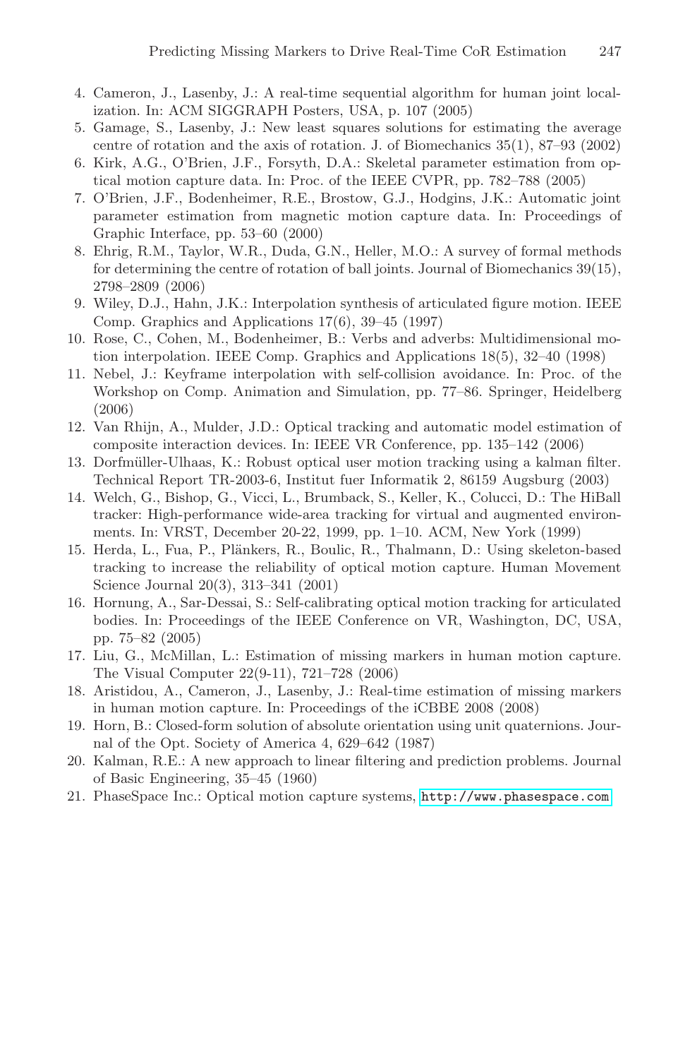4. Cameron, J., Lasenby, J.: A real-time sequential algorithm for human joint localization. In: ACM SIGGRAPH Posters, USA, p. 107 (2005)
5. Gamage, S., Lasenby, J.: New least squares solutions for estimating the average centre of rotation and the axis of rotation. J. of Biomechanics 35(1), 87–93 (2002)
6. Kirk, A.G., O'Brien, J.F., Forsyth, D.A.: Skeletal parameter estimation from optical motion capture data. In: Proc. of the IEEE CVPR, pp. 782–788 (2005)
7. O'Brien, J.F., Bodenheimer, R.E., Brostow, G.J., Hodgins, J.K.: Automatic joint parameter estimation from magnetic motion capture data. In: Proceedings of Graphic Interface, pp. 53–60 (2000)
8. Ehrig, R.M., Taylor, W.R., Duda, G.N., Heller, M.O.: A survey of formal methods for determining the centre of rotation of ball joints. Journal of Biomechanics 39(15), 2798–2809 (2006)
9. Wiley, D.J., Hahn, J.K.: Interpolation synthesis of articulated figure motion. IEEE Comp. Graphics and Applications 17(6), 39–45 (1997)
10. Rose, C., Cohen, M., Bodenheimer, B.: Verbs and adverbs: Multidimensional motion interpolation. IEEE Comp. Graphics and Applications 18(5), 32–40 (1998)
11. Nebel, J.: Keyframe interpolation with self-collision avoidance. In: Proc. of the Workshop on Comp. Animation and Simulation, pp. 77–86. Springer, Heidelberg (2006)
12. Van Rhijn, A., Mulder, J.D.: Optical tracking and automatic model estimation of composite interaction devices. In: IEEE VR Conference, pp. 135–142 (2006)
13. Dorfmüller-Ulhaas, K.: Robust optical user motion tracking using a kalman filter. Technical Report TR-2003-6, Institut fuer Informatik 2, 86159 Augsburg (2003)
14. Welch, G., Bishop, G., Vicci, L., Brumback, S., Keller, K., Colucci, D.: The HiBall tracker: High-performance wide-area tracking for virtual and augmented environments. In: VRST, December 20-22, 1999, pp. 1–10. ACM, New York (1999)
15. Herda, L., Fua, P., Plänkers, R., Boulic, R., Thalmann, D.: Using skeleton-based tracking to increase the reliability of optical motion capture. Human Movement Science Journal 20(3), 313–341 (2001)
16. Hornung, A., Sar-Dessai, S.: Self-calibrating optical motion tracking for articulated bodies. In: Proceedings of the IEEE Conference on VR, Washington, DC, USA, pp. 75–82 (2005)
17. Liu, G., McMillan, L.: Estimation of missing markers in human motion capture. The Visual Computer 22(9-11), 721–728 (2006)
18. Aristidou, A., Cameron, J., Lasenby, J.: Real-time estimation of missing markers in human motion capture. In: Proceedings of the iCBBE 2008 (2008)
19. Horn, B.: Closed-form solution of absolute orientation using unit quaternions. Journal of the Opt. Society of America 4, 629–642 (1987)
20. Kalman, R.E.: A new approach to linear filtering and prediction problems. Journal of Basic Engineering, 35–45 (1960)
21. PhaseSpace Inc.: Optical motion capture systems, http://www.phasespace.com